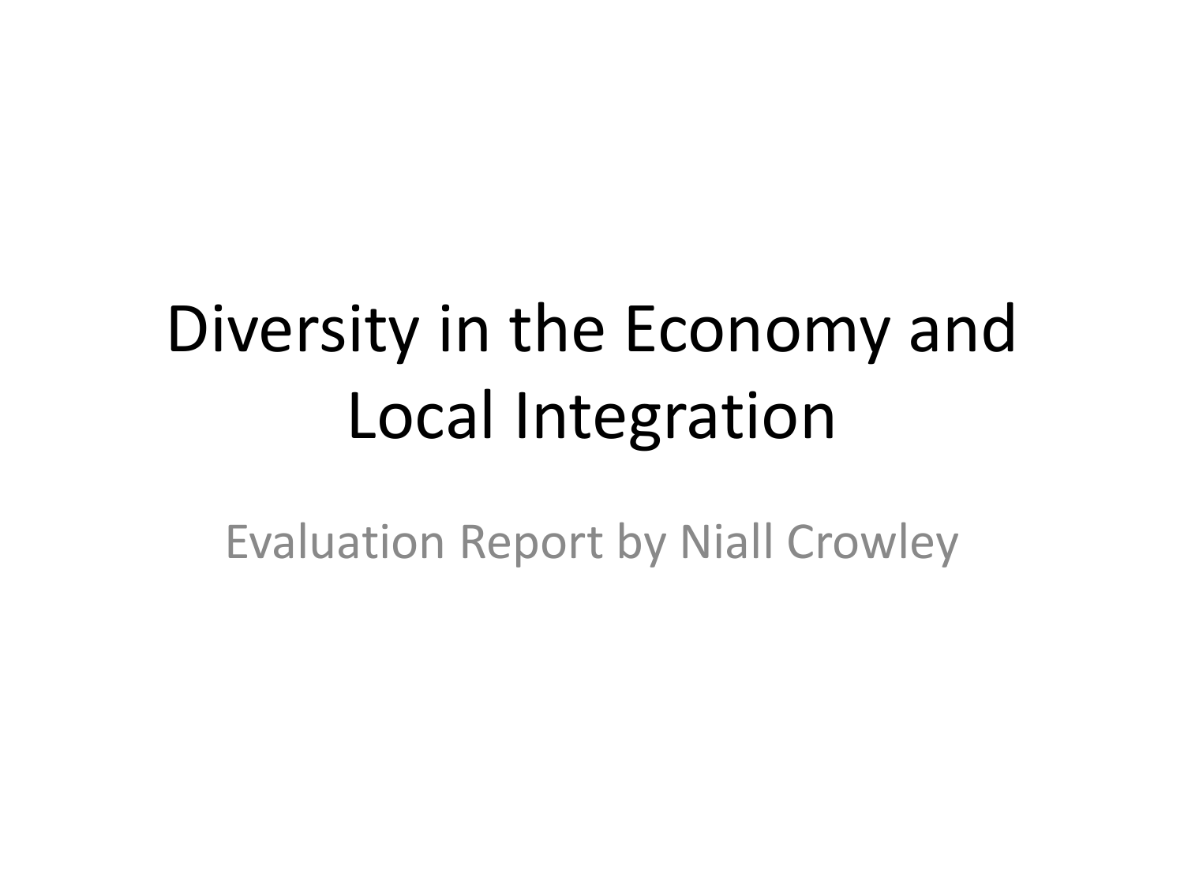# Diversity in the Economy and Local Integration

Evaluation Report by Niall Crowley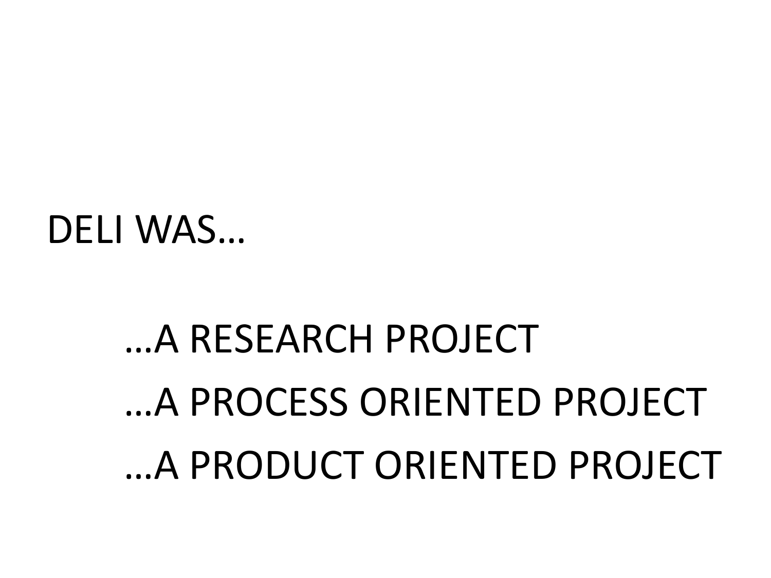DELI WAS…

…A RESEARCH PROJECT

…A PROCESS ORIENTED PROJECT

…A PRODUCT ORIENTED PROJECT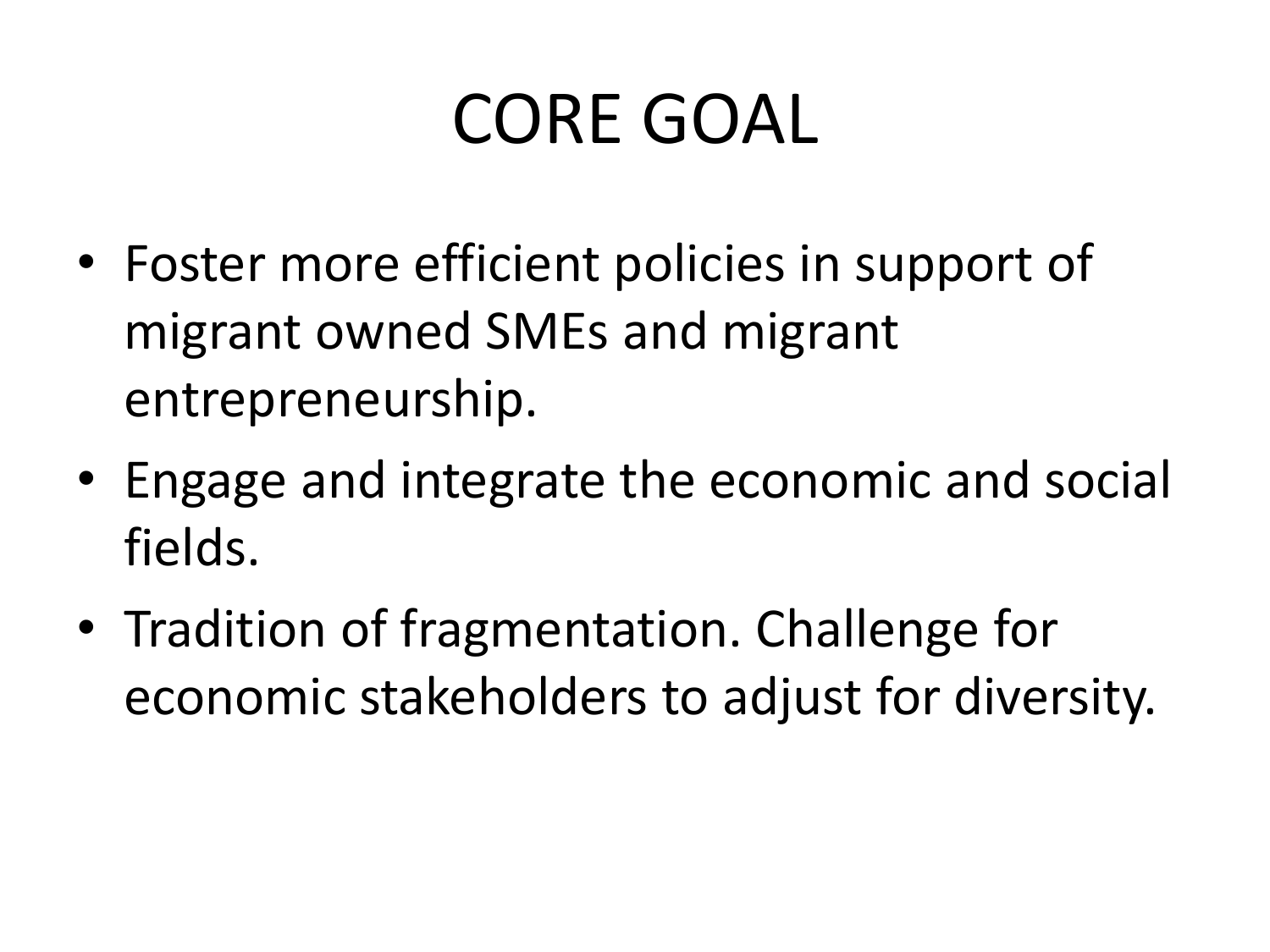# CORE GOAL

- Foster more efficient policies in support of migrant owned SMEs and migrant entrepreneurship.
- Engage and integrate the economic and social fields.
- Tradition of fragmentation. Challenge for economic stakeholders to adjust for diversity.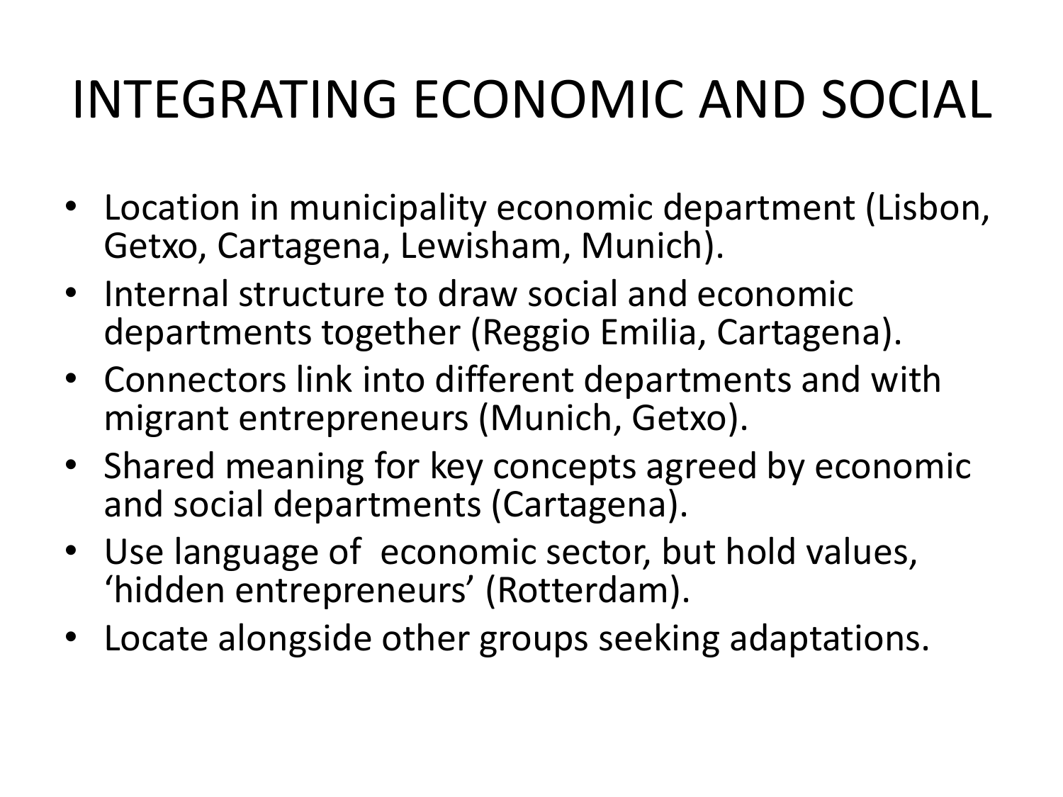# INTEGRATING ECONOMIC AND SOCIAL

- Location in municipality economic department (Lisbon, Getxo, Cartagena, Lewisham, Munich).
- Internal structure to draw social and economic departments together (Reggio Emilia, Cartagena).
- Connectors link into different departments and with migrant entrepreneurs (Munich, Getxo).
- Shared meaning for key concepts agreed by economic and social departments (Cartagena).
- Use language of economic sector, but hold values, 'hidden entrepreneurs' (Rotterdam).
- Locate alongside other groups seeking adaptations.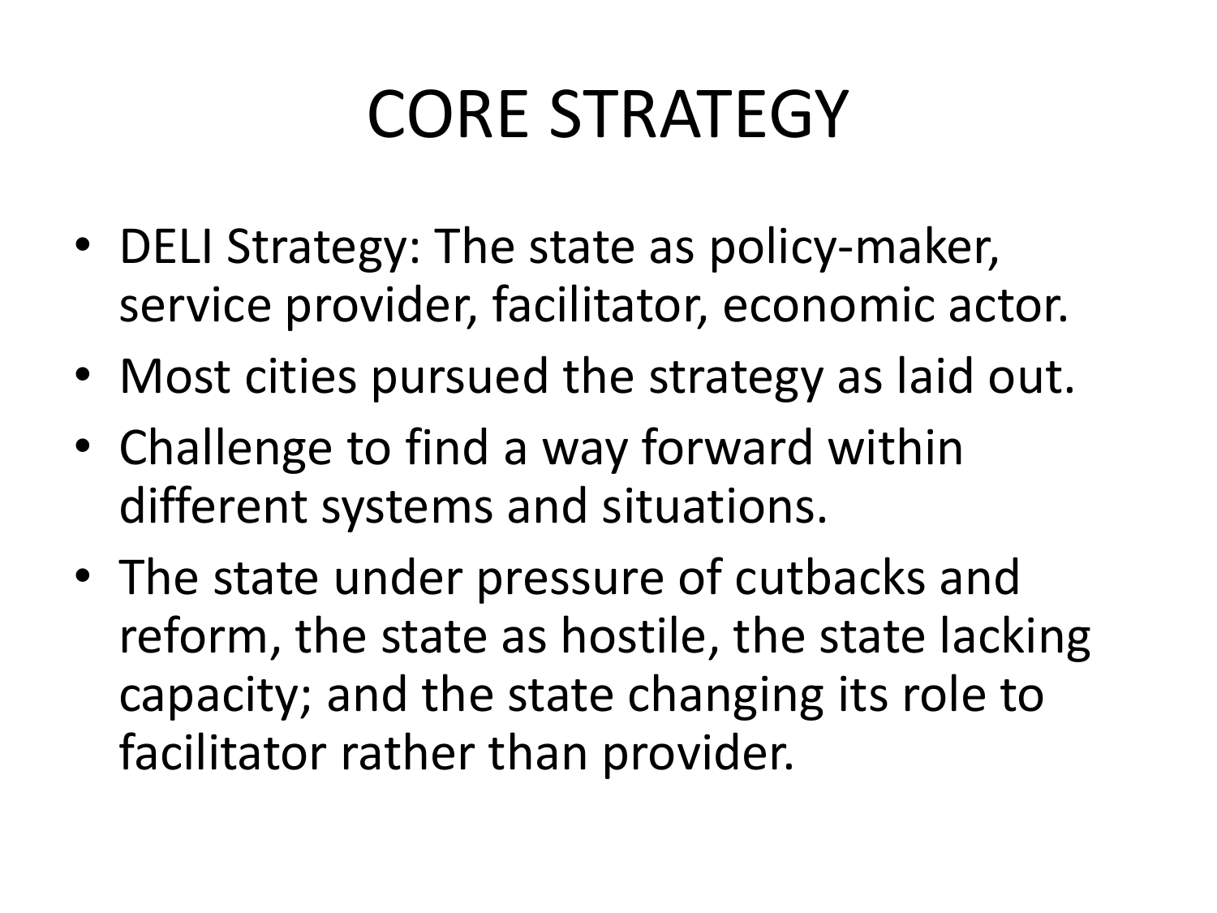# CORE STRATEGY

- DELI Strategy: The state as policy-maker, service provider, facilitator, economic actor.
- Most cities pursued the strategy as laid out.
- Challenge to find a way forward within different systems and situations.
- The state under pressure of cutbacks and reform, the state as hostile, the state lacking capacity; and the state changing its role to facilitator rather than provider.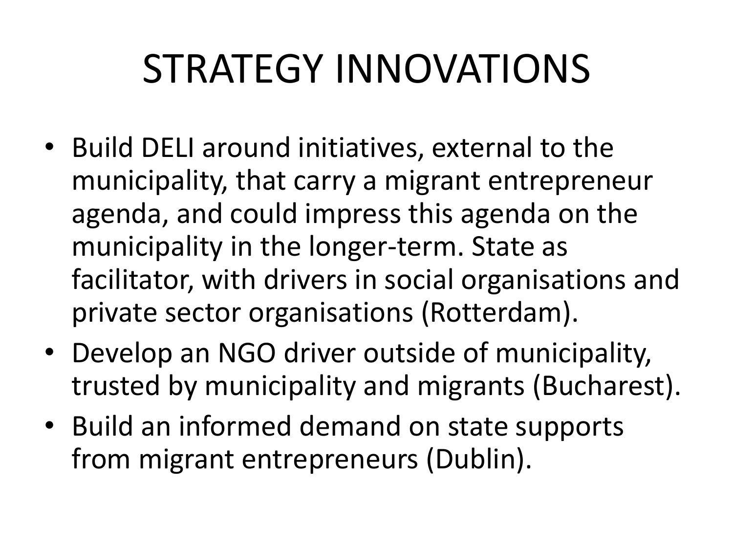# STRATEGY INNOVATIONS

- Build DELI around initiatives, external to the municipality, that carry a migrant entrepreneur agenda, and could impress this agenda on the municipality in the longer-term. State as facilitator, with drivers in social organisations and private sector organisations (Rotterdam).
- Develop an NGO driver outside of municipality, trusted by municipality and migrants (Bucharest).
- Build an informed demand on state supports from migrant entrepreneurs (Dublin).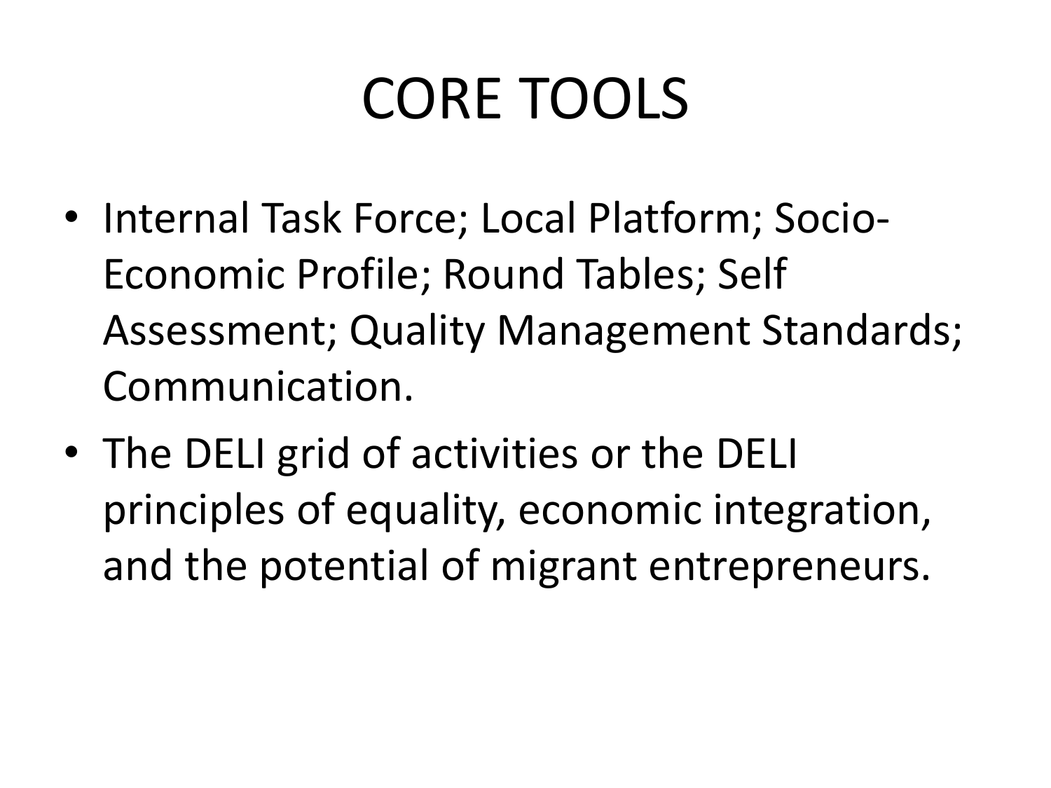# CORE TOOLS

- Internal Task Force; Local Platform; Socio-Economic Profile; Round Tables; Self Assessment; Quality Management Standards; Communication.
- The DELI grid of activities or the DELI principles of equality, economic integration, and the potential of migrant entrepreneurs.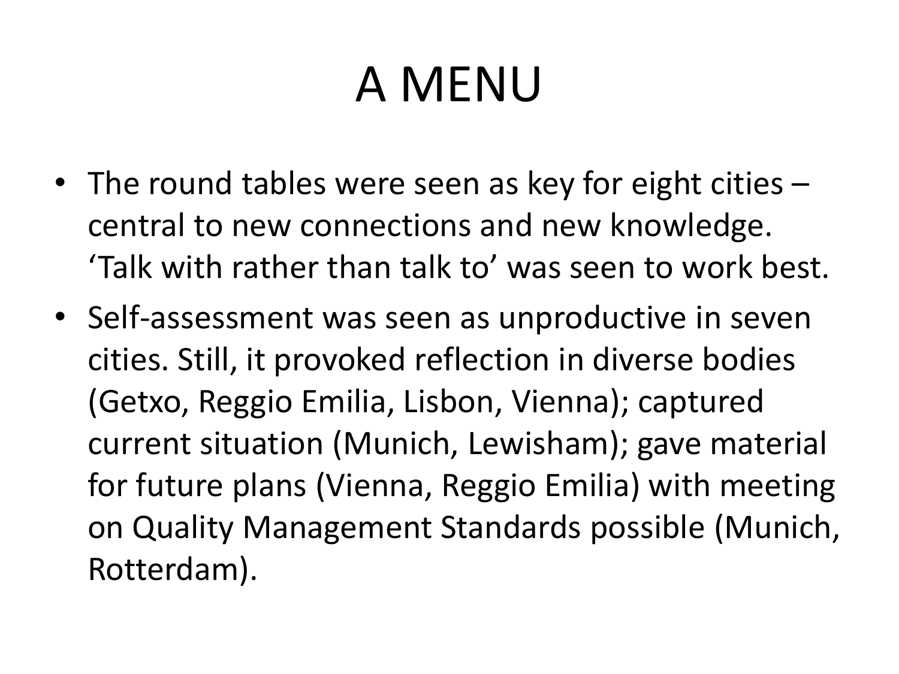# A MENU

- The round tables were seen as key for eight cities – central to new connections and new knowledge. 'Talk with rather than talk to' was seen to work best.
- Self-assessment was seen as unproductive in seven cities. Still, it provoked reflection in diverse bodies (Getxo, Reggio Emilia, Lisbon, Vienna); captured current situation (Munich, Lewisham); gave material for future plans (Vienna, Reggio Emilia) with meeting on Quality Management Standards possible (Munich, Rotterdam).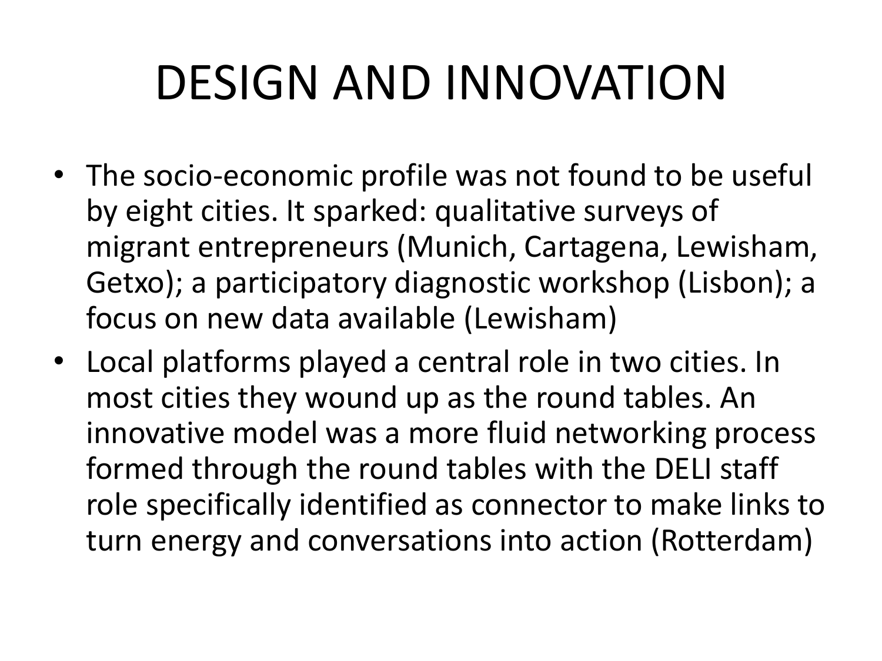# DESIGN AND INNOVATION

- The socio-economic profile was not found to be useful by eight cities. It sparked: qualitative surveys of migrant entrepreneurs (Munich, Cartagena, Lewisham, Getxo); a participatory diagnostic workshop (Lisbon); a focus on new data available (Lewisham)
- Local platforms played a central role in two cities. In most cities they wound up as the round tables. An innovative model was a more fluid networking process formed through the round tables with the DELI staff role specifically identified as connector to make links to turn energy and conversations into action (Rotterdam)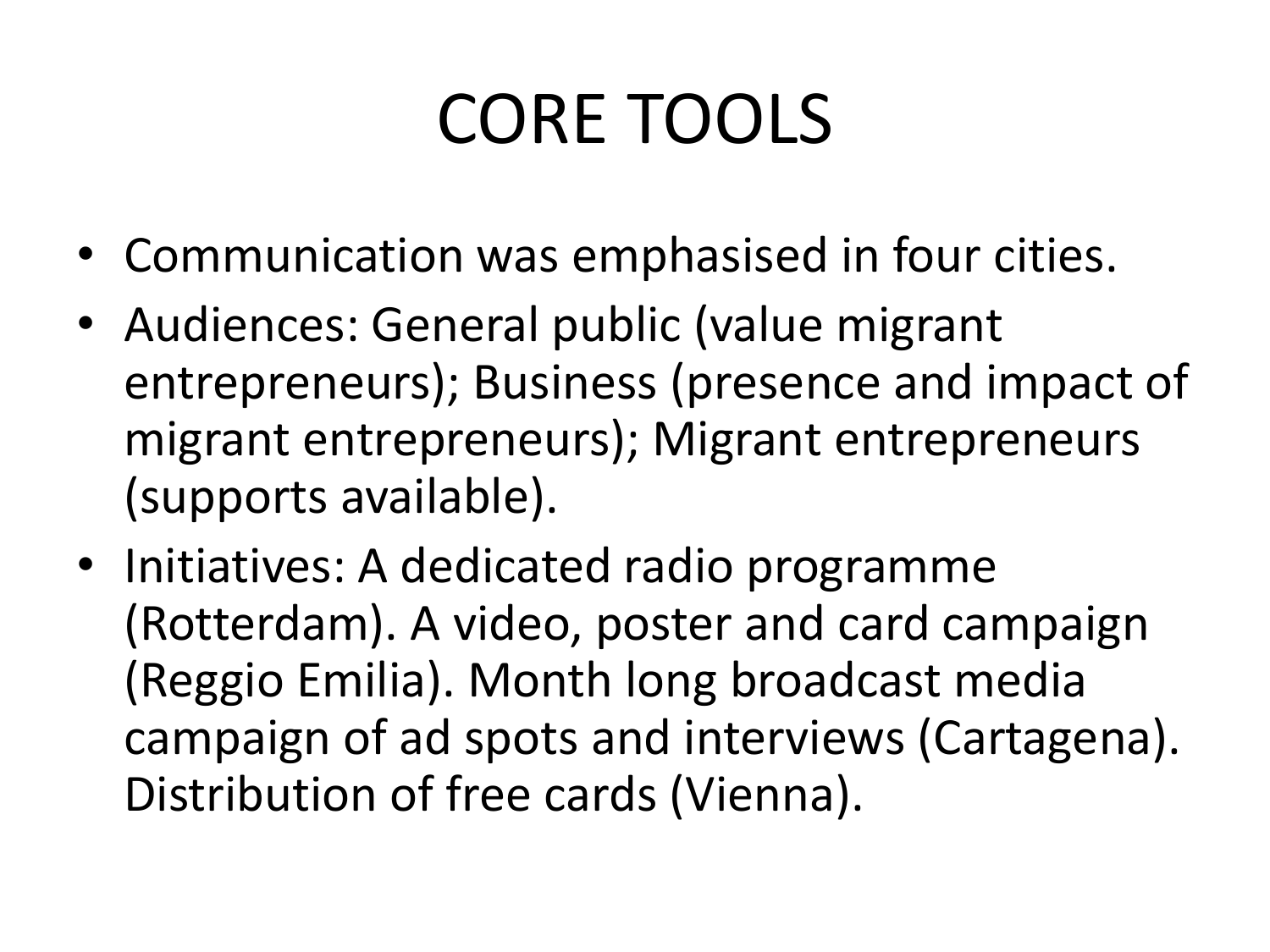# CORE TOOLS

- Communication was emphasised in four cities.
- Audiences: General public (value migrant entrepreneurs); Business (presence and impact of migrant entrepreneurs); Migrant entrepreneurs (supports available).
- Initiatives: A dedicated radio programme (Rotterdam). A video, poster and card campaign (Reggio Emilia). Month long broadcast media campaign of ad spots and interviews (Cartagena). Distribution of free cards (Vienna).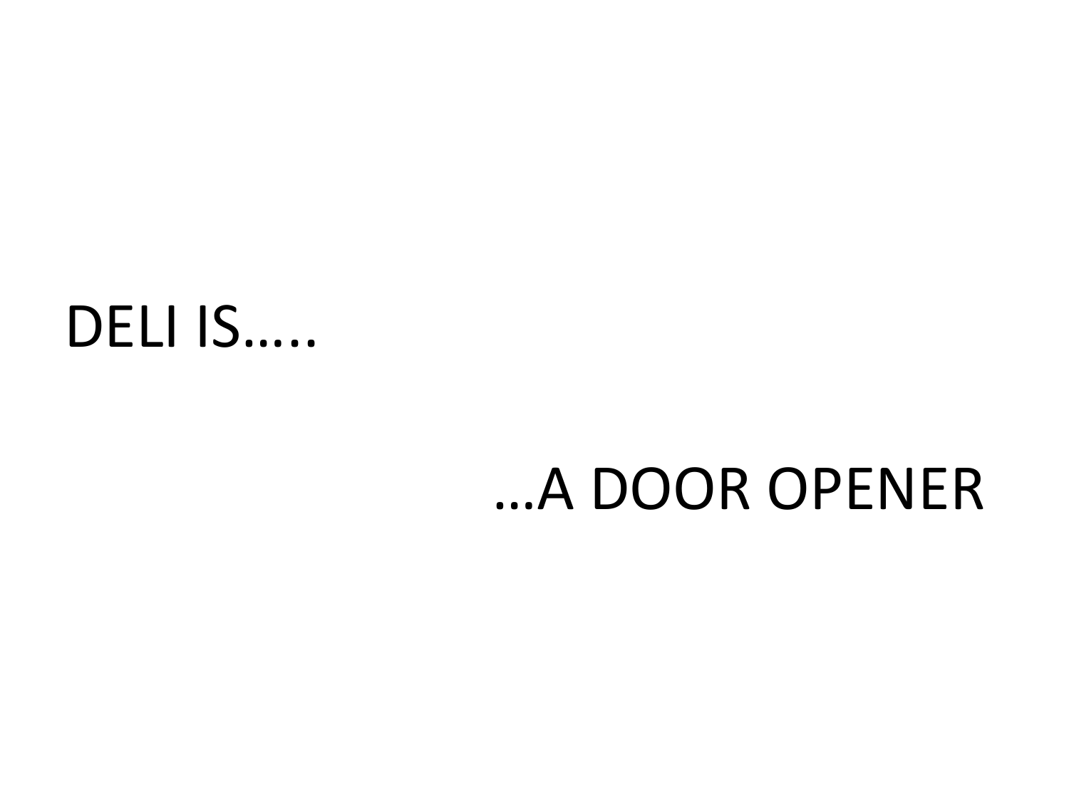DELI IS…..

…A DOOR OPENER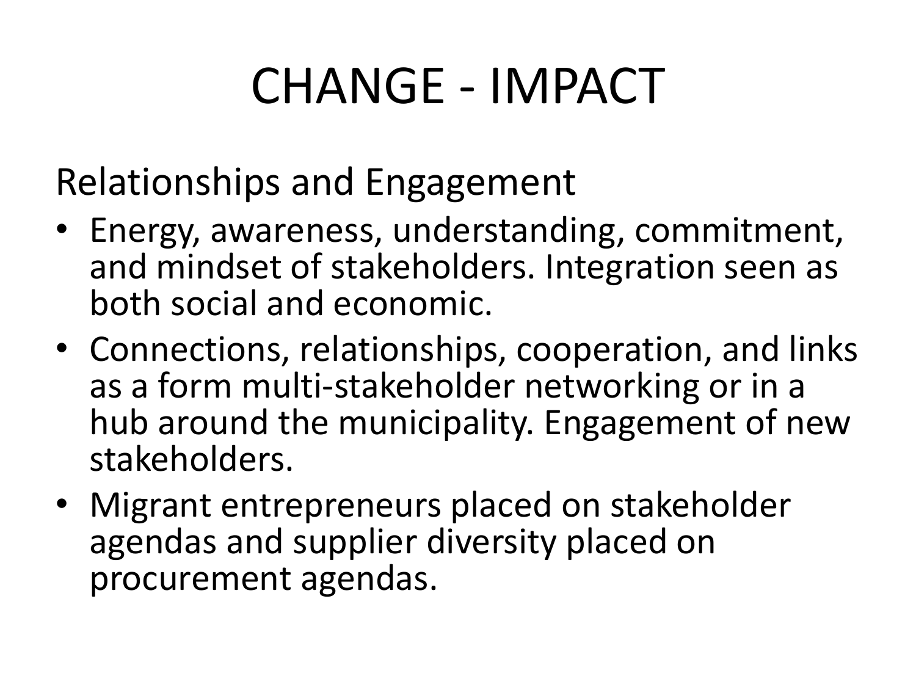# CHANGE - IMPACT

Relationships and Engagement

- Energy, awareness, understanding, commitment, and mindset of stakeholders. Integration seen as both social and economic.
- Connections, relationships, cooperation, and links as a form multi-stakeholder networking or in a hub around the municipality. Engagement of new stakeholders.
- Migrant entrepreneurs placed on stakeholder agendas and supplier diversity placed on procurement agendas.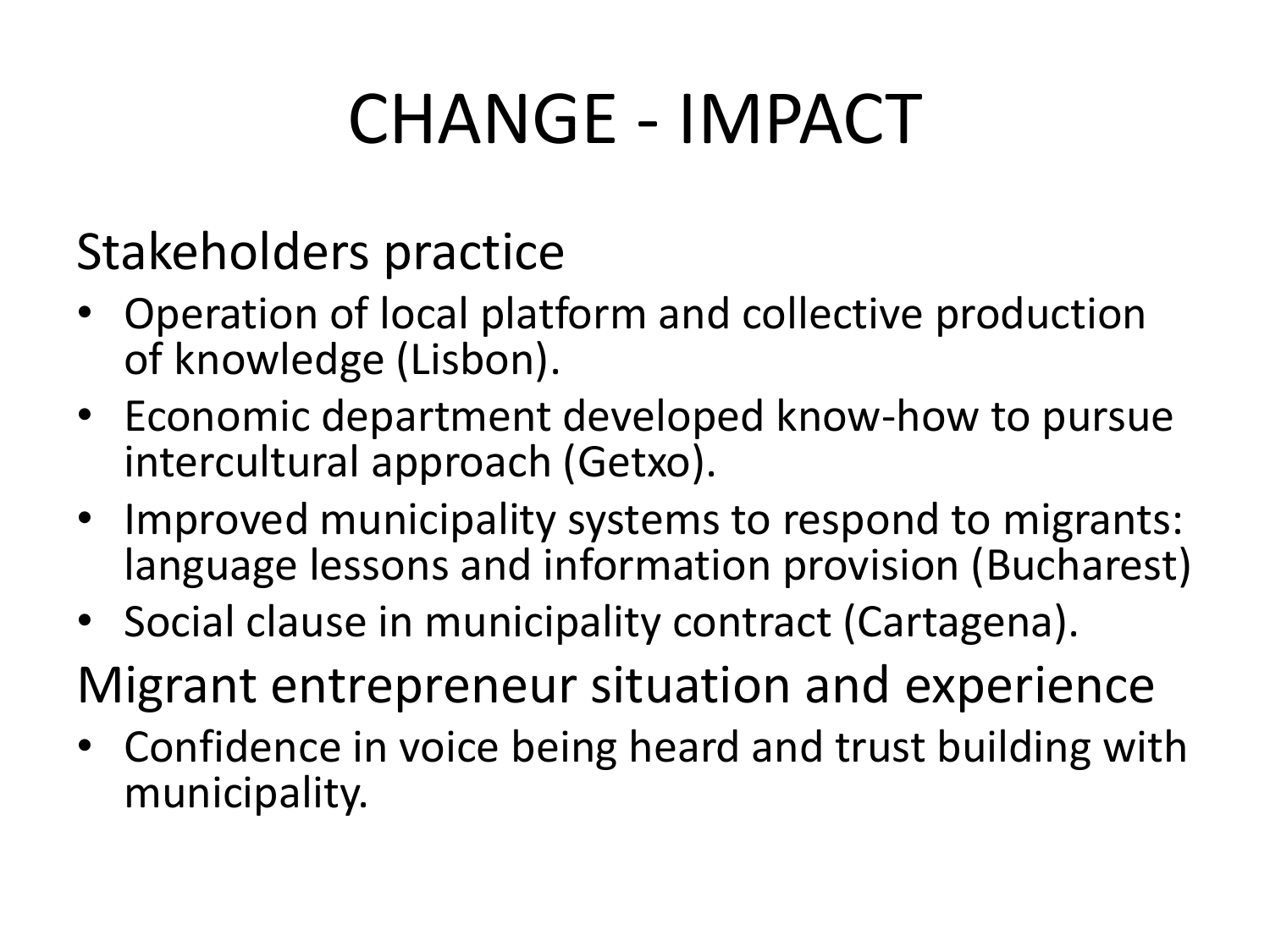# CHANGE - IMPACT

## Stakeholders practice

- Operation of local platform and collective production of knowledge (Lisbon).
- Economic department developed know-how to pursue intercultural approach (Getxo).
- Improved municipality systems to respond to migrants: language lessons and information provision (Bucharest)
- Social clause in municipality contract (Cartagena).

## Migrant entrepreneur situation and experience

- Confidence in voice being heard and trust building with municipality.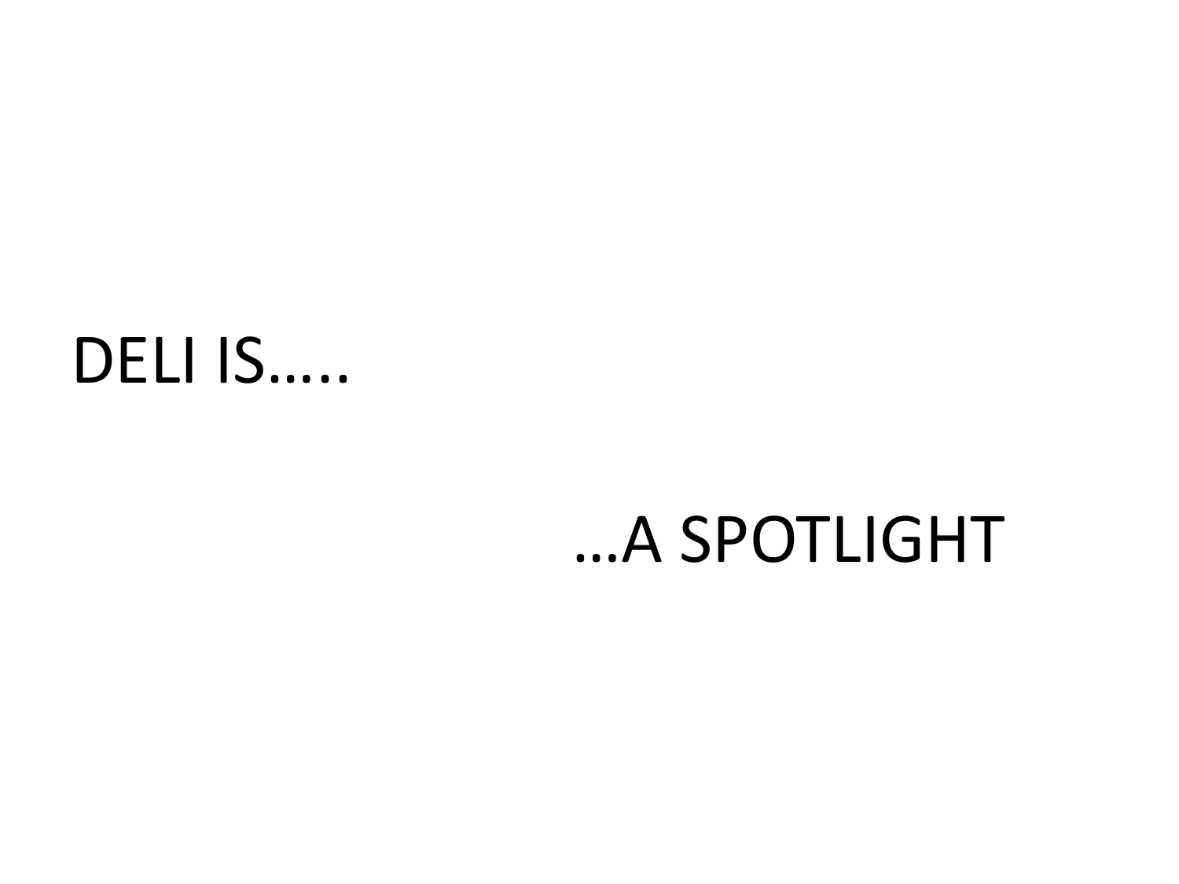DELI IS…..

…A SPOTLIGHT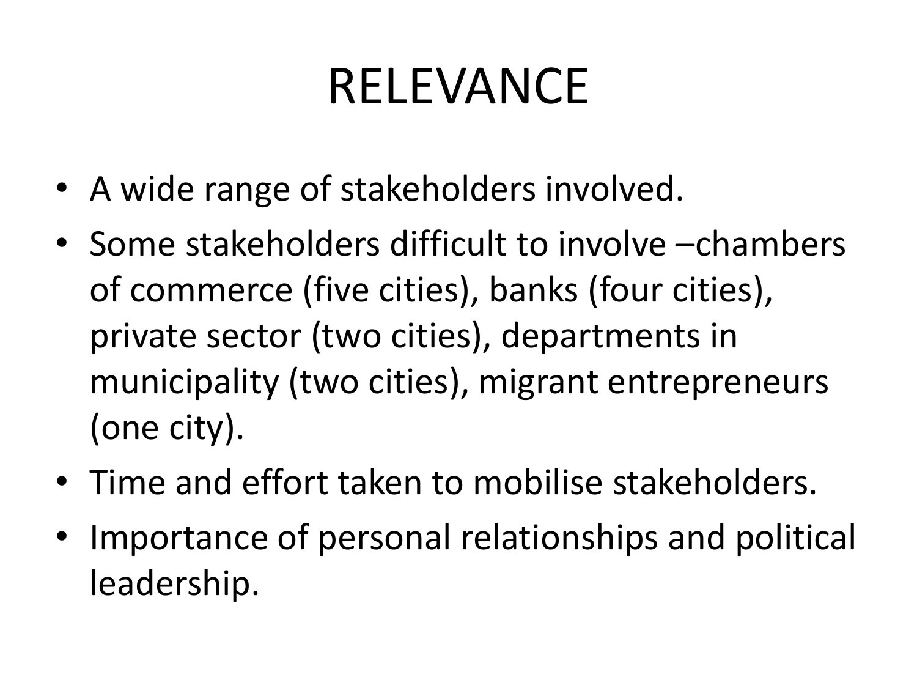# RELEVANCE

- A wide range of stakeholders involved.
- Some stakeholders difficult to involve –chambers of commerce (five cities), banks (four cities), private sector (two cities), departments in municipality (two cities), migrant entrepreneurs (one city).
- Time and effort taken to mobilise stakeholders.
- Importance of personal relationships and political leadership.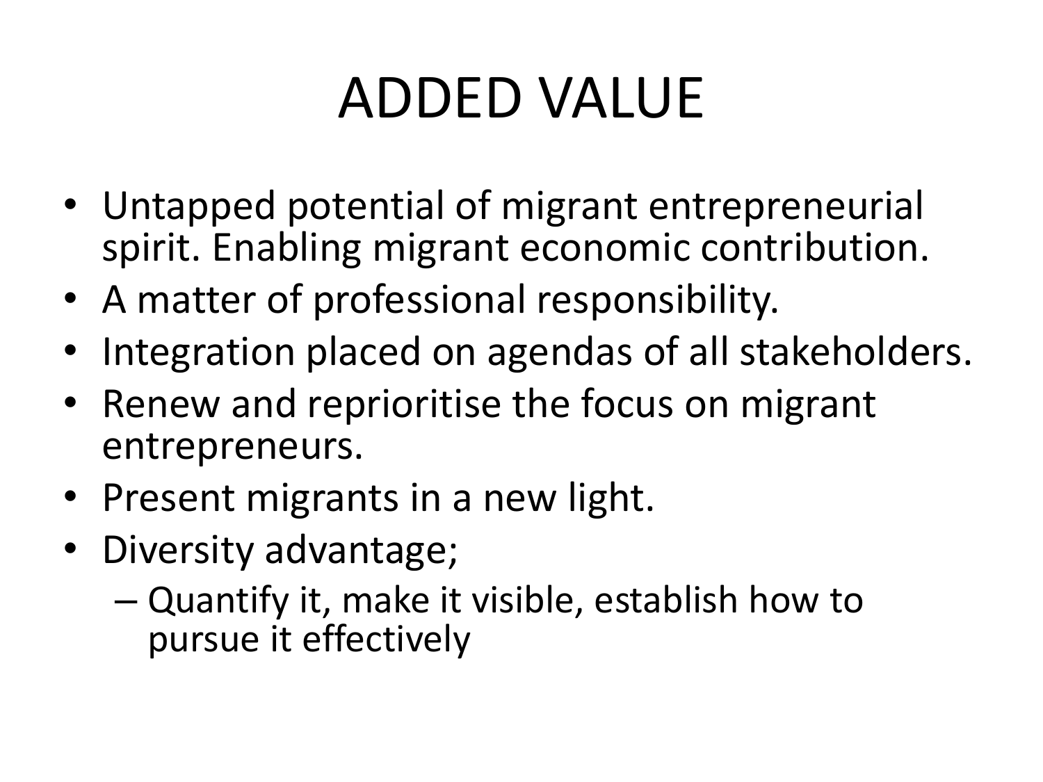# ADDED VALUE

- Untapped potential of migrant entrepreneurial spirit. Enabling migrant economic contribution.
- A matter of professional responsibility.
- Integration placed on agendas of all stakeholders.
- Renew and reprioritise the focus on migrant entrepreneurs.
- Present migrants in a new light.
- Diversity advantage;
  - Quantify it, make it visible, establish how to pursue it effectively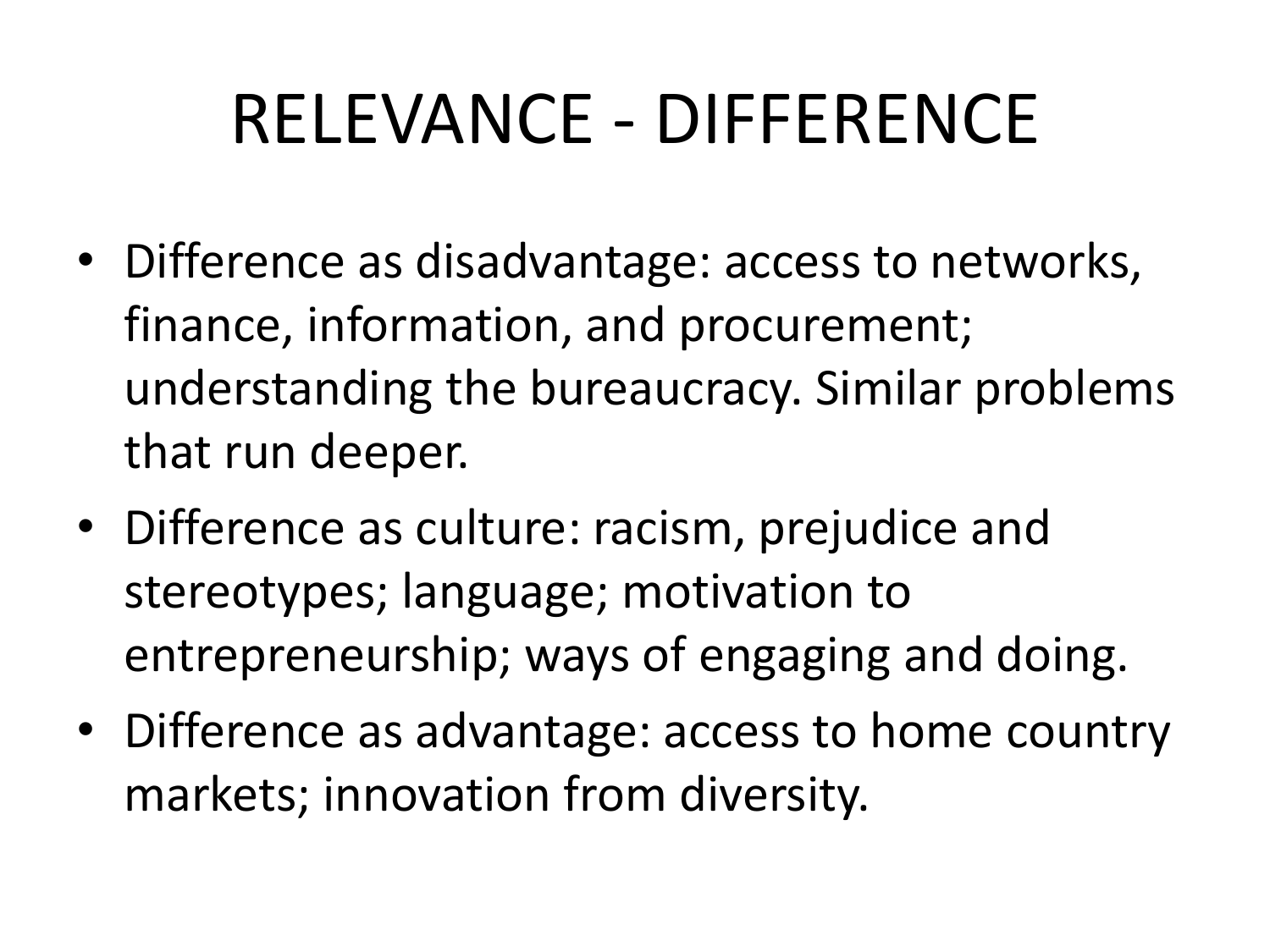# RELEVANCE - DIFFERENCE

- Difference as disadvantage: access to networks, finance, information, and procurement; understanding the bureaucracy. Similar problems that run deeper.
- Difference as culture: racism, prejudice and stereotypes; language; motivation to entrepreneurship; ways of engaging and doing.
- Difference as advantage: access to home country markets; innovation from diversity.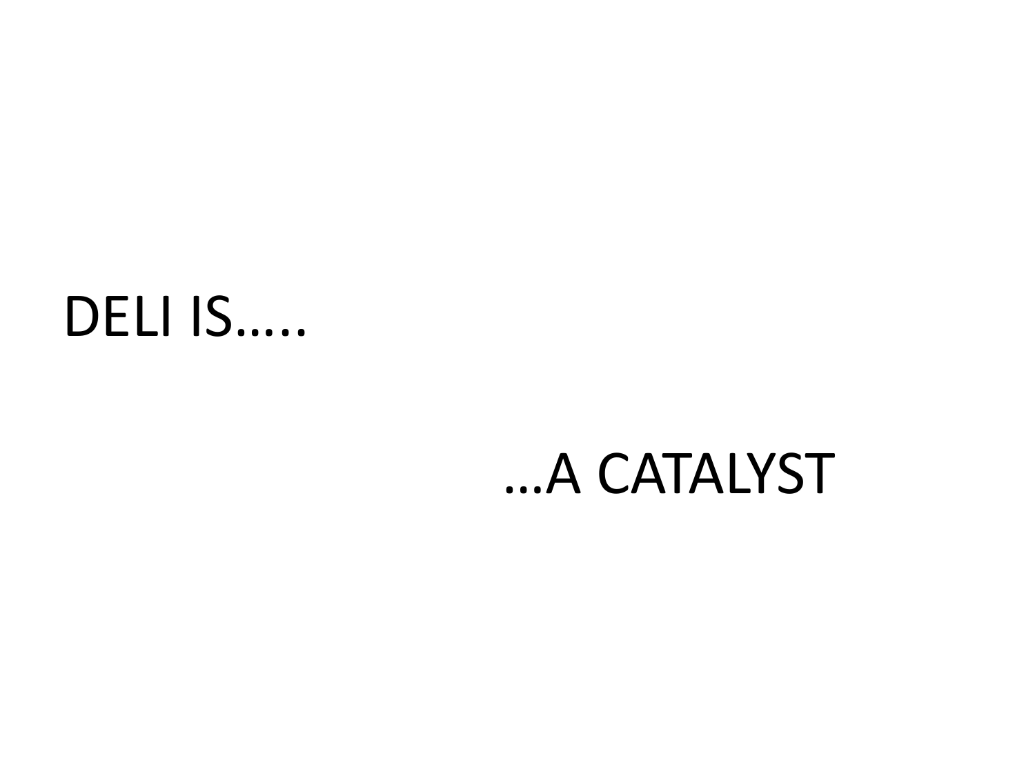DELI IS…..

…A CATALYST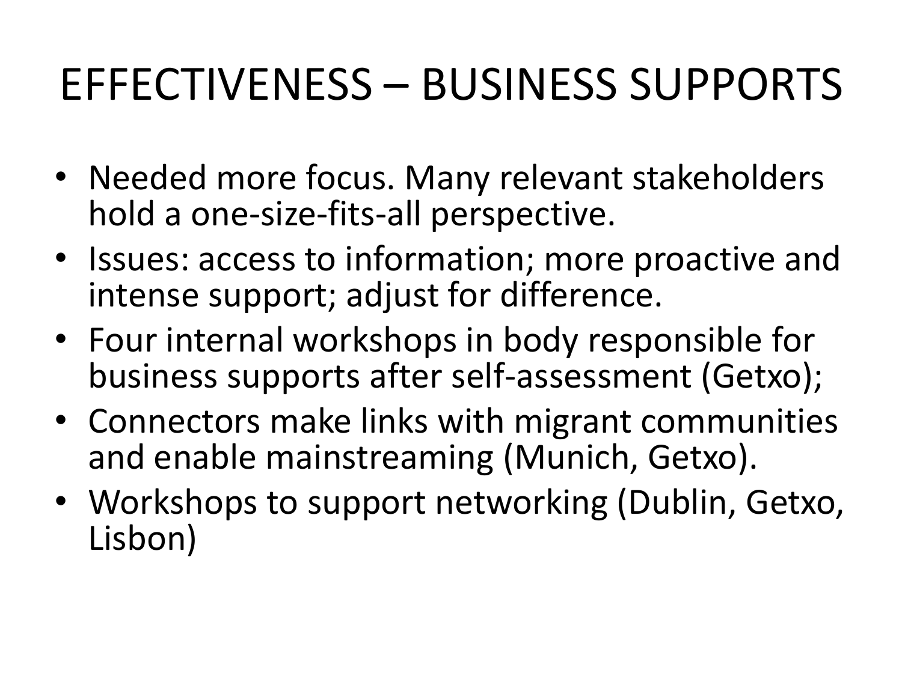# EFFECTIVENESS – BUSINESS SUPPORTS

- Needed more focus. Many relevant stakeholders hold a one-size-fits-all perspective.
- Issues: access to information; more proactive and intense support; adjust for difference.
- Four internal workshops in body responsible for business supports after self-assessment (Getxo);
- Connectors make links with migrant communities and enable mainstreaming (Munich, Getxo).
- Workshops to support networking (Dublin, Getxo, Lisbon)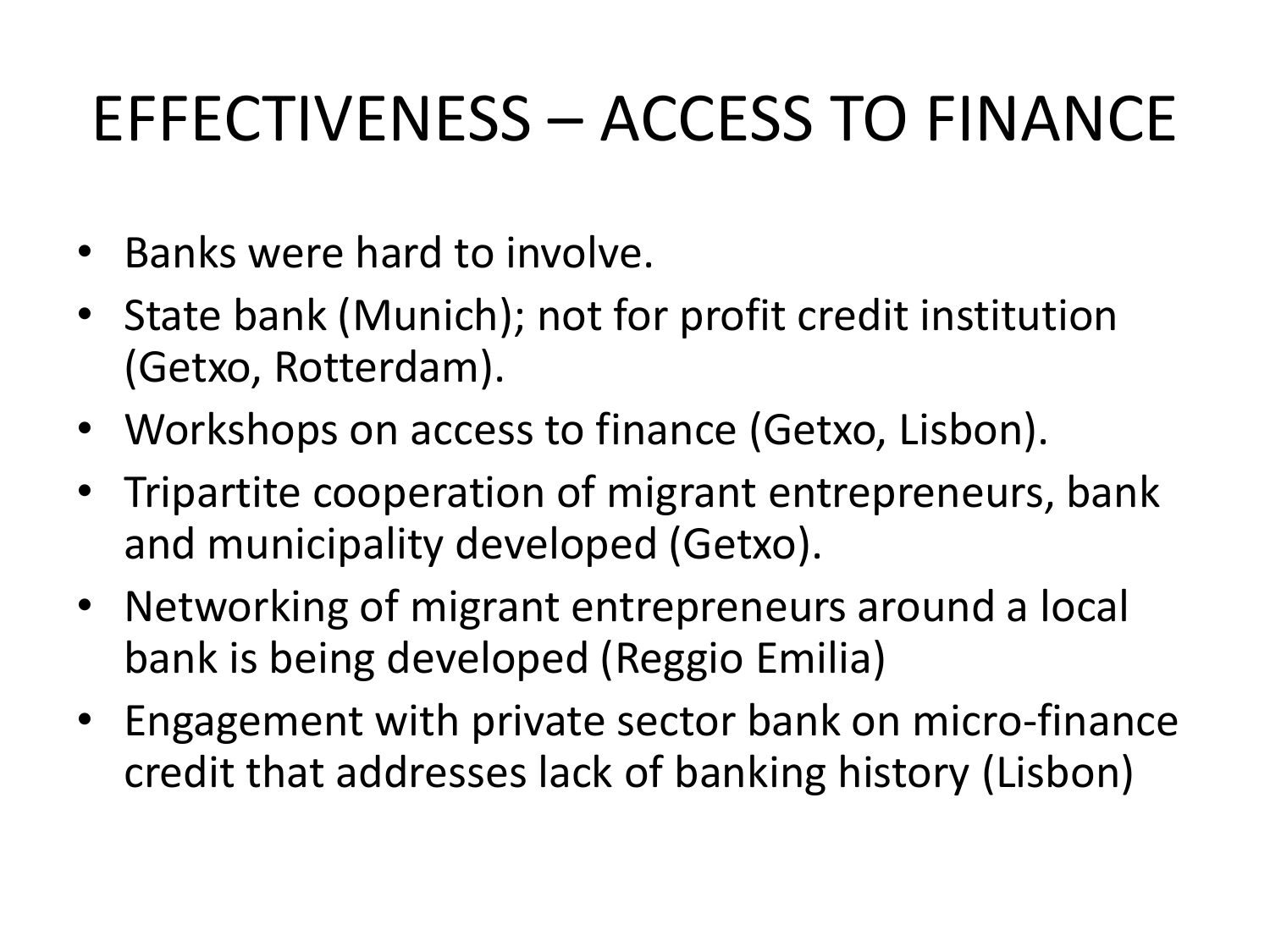# EFFECTIVENESS – ACCESS TO FINANCE

- Banks were hard to involve.
- State bank (Munich); not for profit credit institution (Getxo, Rotterdam).
- Workshops on access to finance (Getxo, Lisbon).
- Tripartite cooperation of migrant entrepreneurs, bank and municipality developed (Getxo).
- Networking of migrant entrepreneurs around a local bank is being developed (Reggio Emilia)
- Engagement with private sector bank on micro-finance credit that addresses lack of banking history (Lisbon)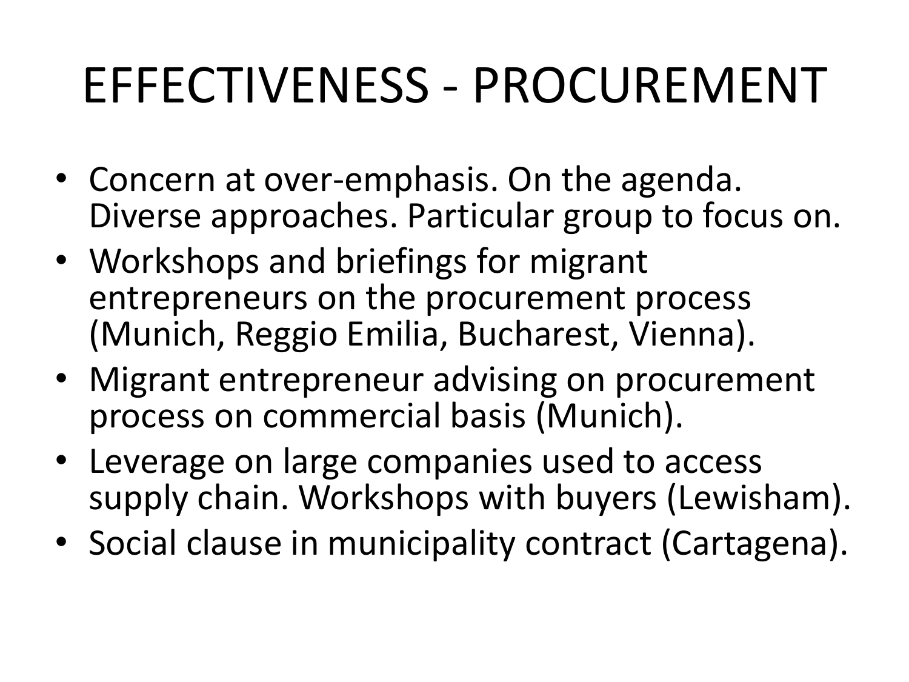# EFFECTIVENESS - PROCUREMENT

- Concern at over-emphasis. On the agenda. Diverse approaches. Particular group to focus on.
- Workshops and briefings for migrant entrepreneurs on the procurement process (Munich, Reggio Emilia, Bucharest, Vienna).
- Migrant entrepreneur advising on procurement process on commercial basis (Munich).
- Leverage on large companies used to access supply chain. Workshops with buyers (Lewisham).
- Social clause in municipality contract (Cartagena).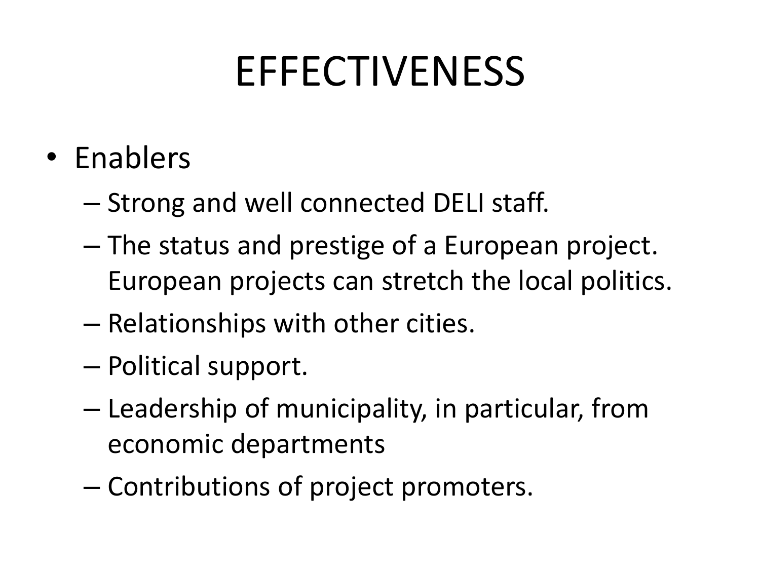# EFFECTIVENESS

- Enablers
  - Strong and well connected DELI staff.
  - The status and prestige of a European project. European projects can stretch the local politics.
  - Relationships with other cities.
  - Political support.
  - Leadership of municipality, in particular, from economic departments
  - Contributions of project promoters.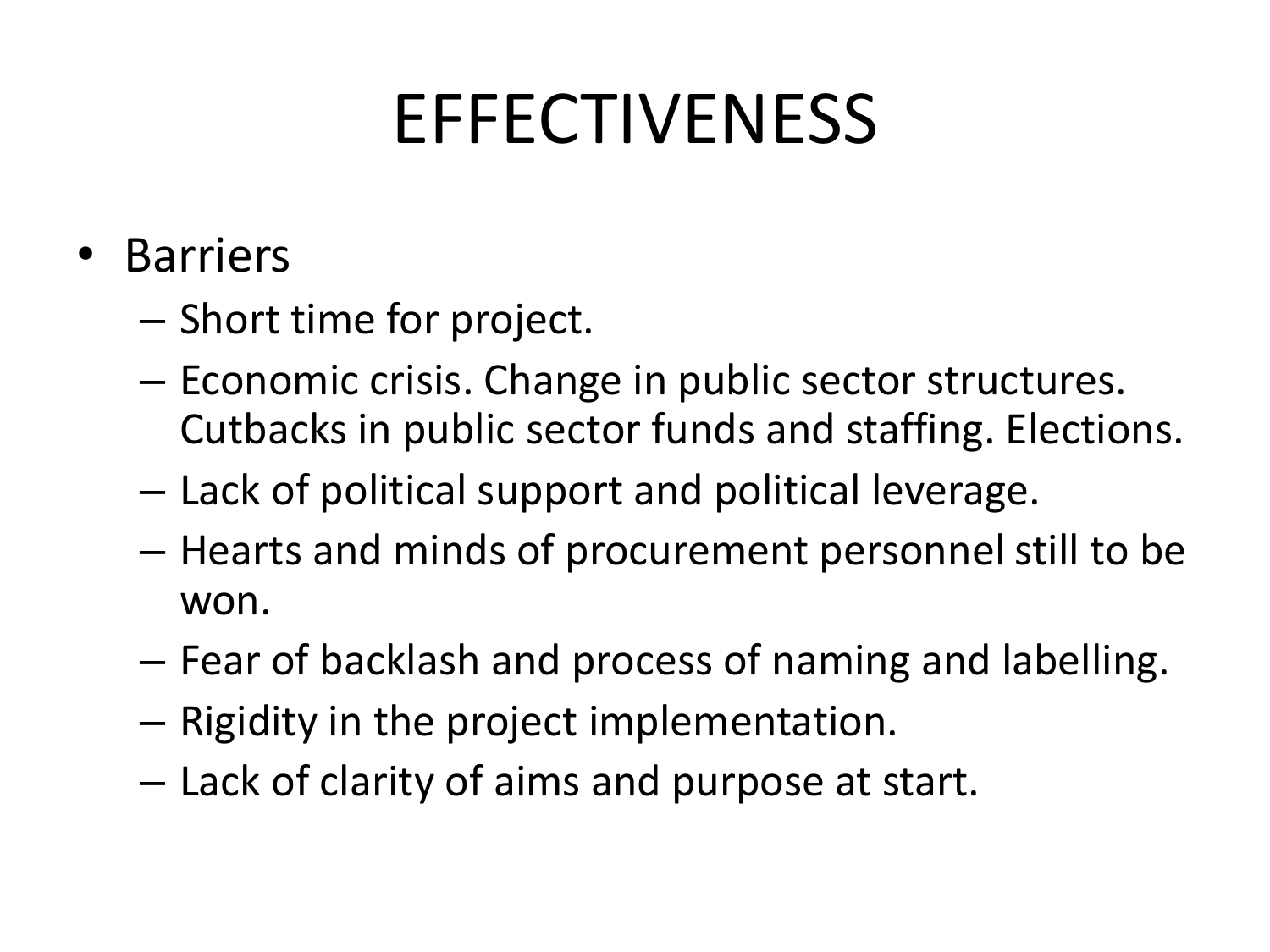# EFFECTIVENESS

- Barriers
  - Short time for project.
  - Economic crisis. Change in public sector structures. Cutbacks in public sector funds and staffing. Elections.
  - Lack of political support and political leverage.
  - Hearts and minds of procurement personnel still to be won.
  - Fear of backlash and process of naming and labelling.
  - Rigidity in the project implementation.
  - Lack of clarity of aims and purpose at start.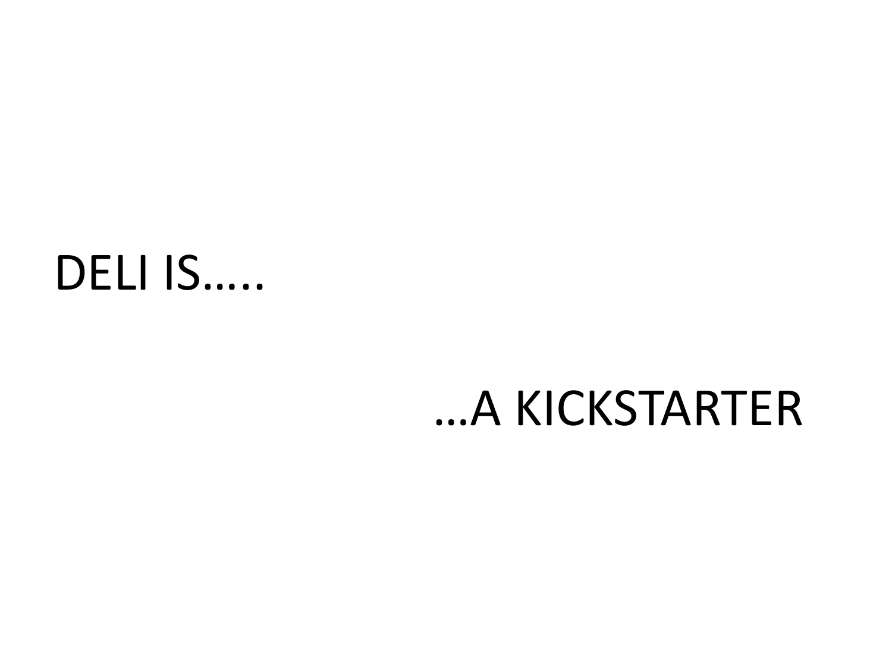DELI IS…..

…A KICKSTARTER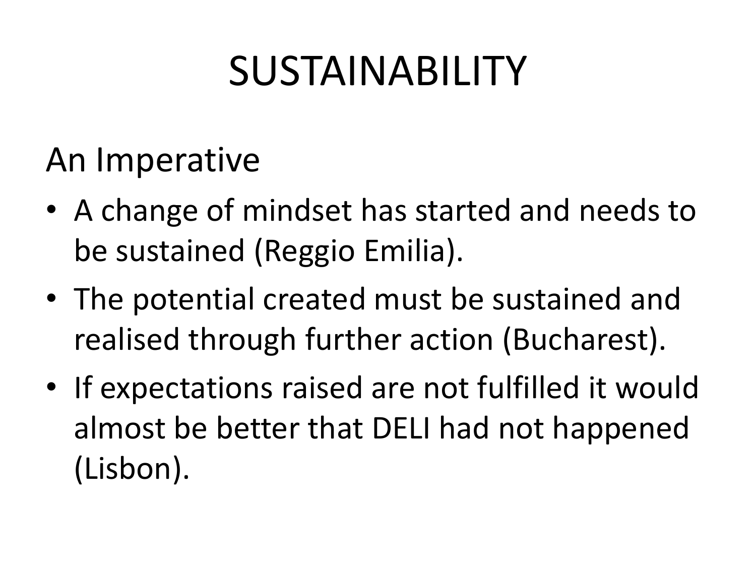# SUSTAINABILITY

## An Imperative

- A change of mindset has started and needs to be sustained (Reggio Emilia).
- The potential created must be sustained and realised through further action (Bucharest).
- If expectations raised are not fulfilled it would almost be better that DELI had not happened (Lisbon).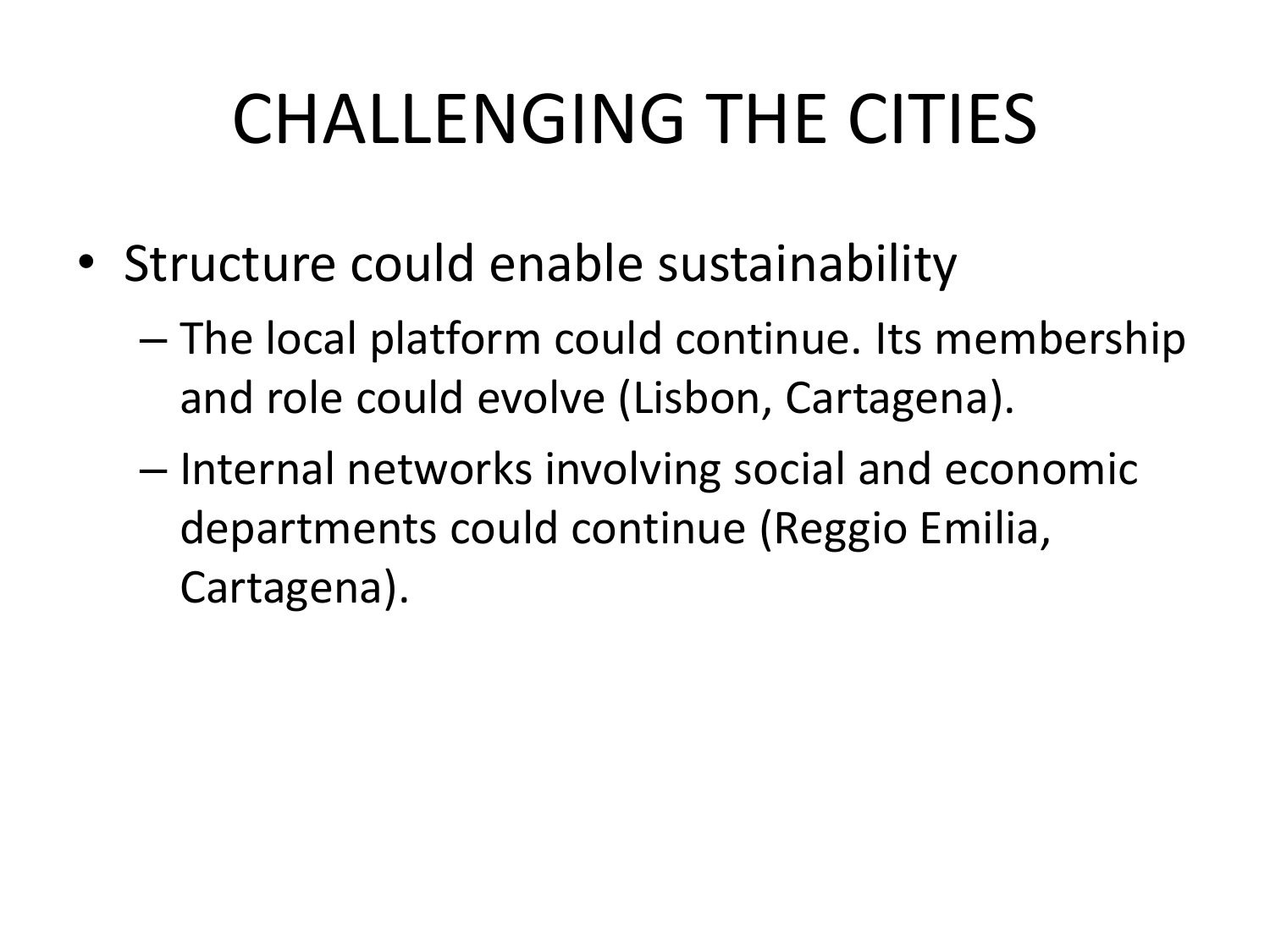# CHALLENGING THE CITIES

- Structure could enable sustainability
  - The local platform could continue. Its membership and role could evolve (Lisbon, Cartagena).
  - Internal networks involving social and economic departments could continue (Reggio Emilia, Cartagena).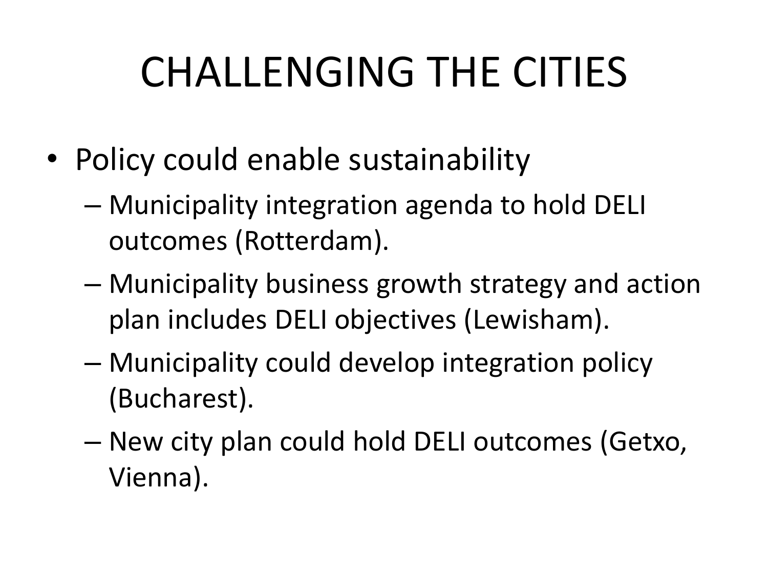# CHALLENGING THE CITIES

- Policy could enable sustainability
  - Municipality integration agenda to hold DELI outcomes (Rotterdam).
  - Municipality business growth strategy and action plan includes DELI objectives (Lewisham).
  - Municipality could develop integration policy (Bucharest).
  - New city plan could hold DELI outcomes (Getxo, Vienna).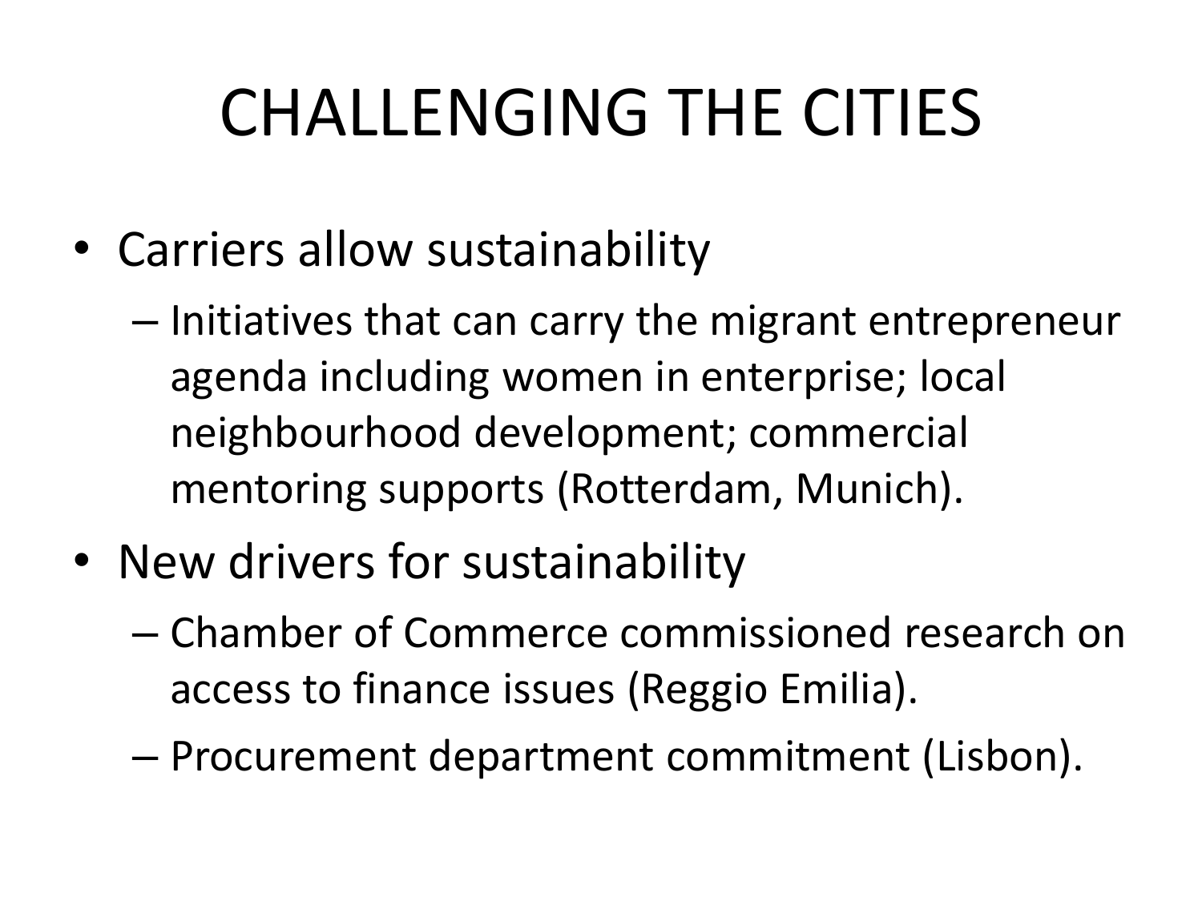# CHALLENGING THE CITIES

- Carriers allow sustainability
  - Initiatives that can carry the migrant entrepreneur agenda including women in enterprise; local neighbourhood development; commercial mentoring supports (Rotterdam, Munich).
- New drivers for sustainability
  - Chamber of Commerce commissioned research on access to finance issues (Reggio Emilia).
  - Procurement department commitment (Lisbon).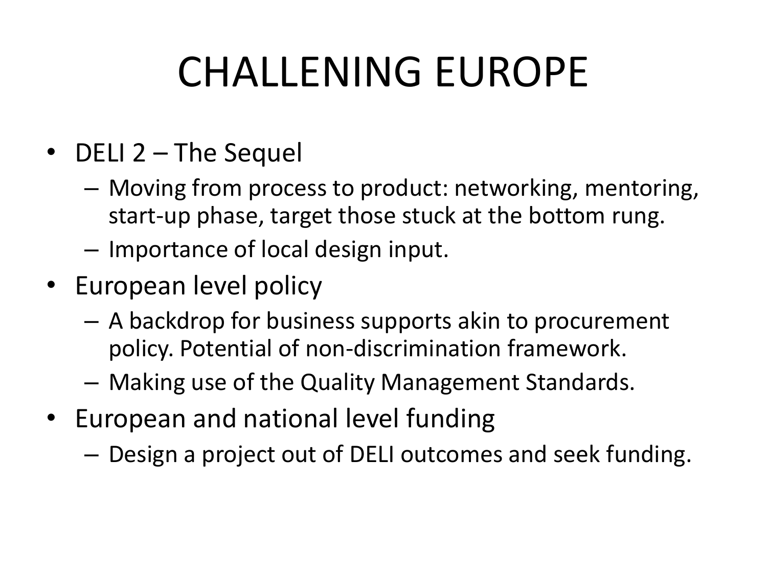# CHALLENING EUROPE

- DELI 2 – The Sequel
  - Moving from process to product: networking, mentoring, start-up phase, target those stuck at the bottom rung.
  - Importance of local design input.
- European level policy
  - A backdrop for business supports akin to procurement policy. Potential of non-discrimination framework.
  - Making use of the Quality Management Standards.
- European and national level funding
  - Design a project out of DELI outcomes and seek funding.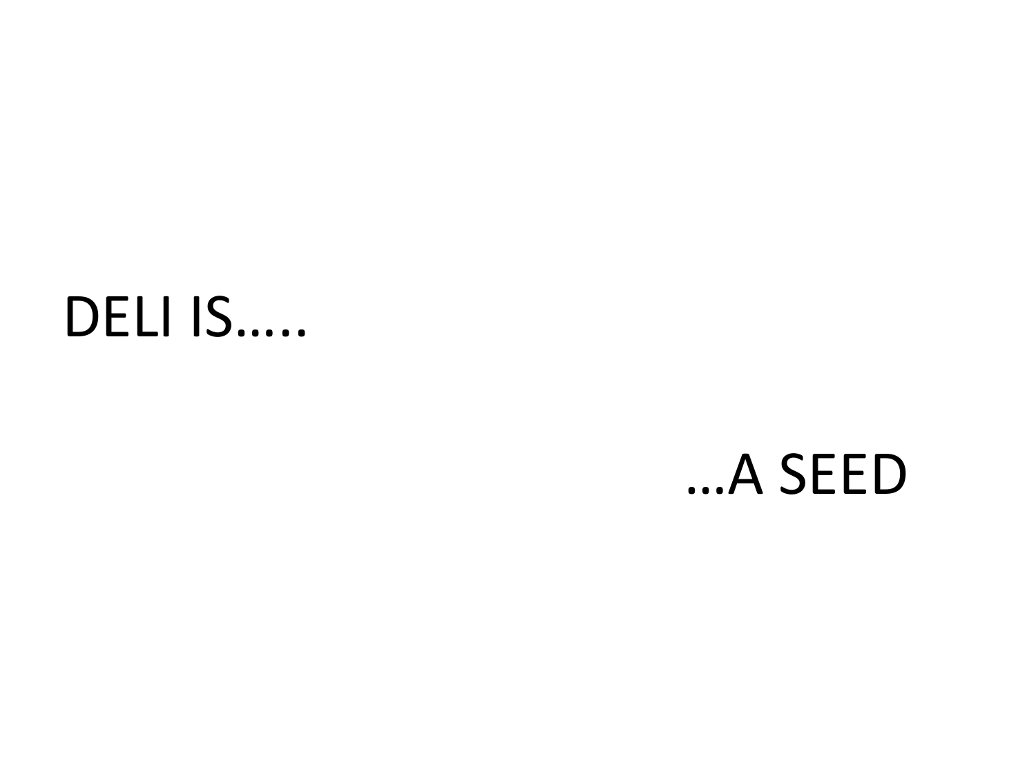DELI IS…..

…A SEED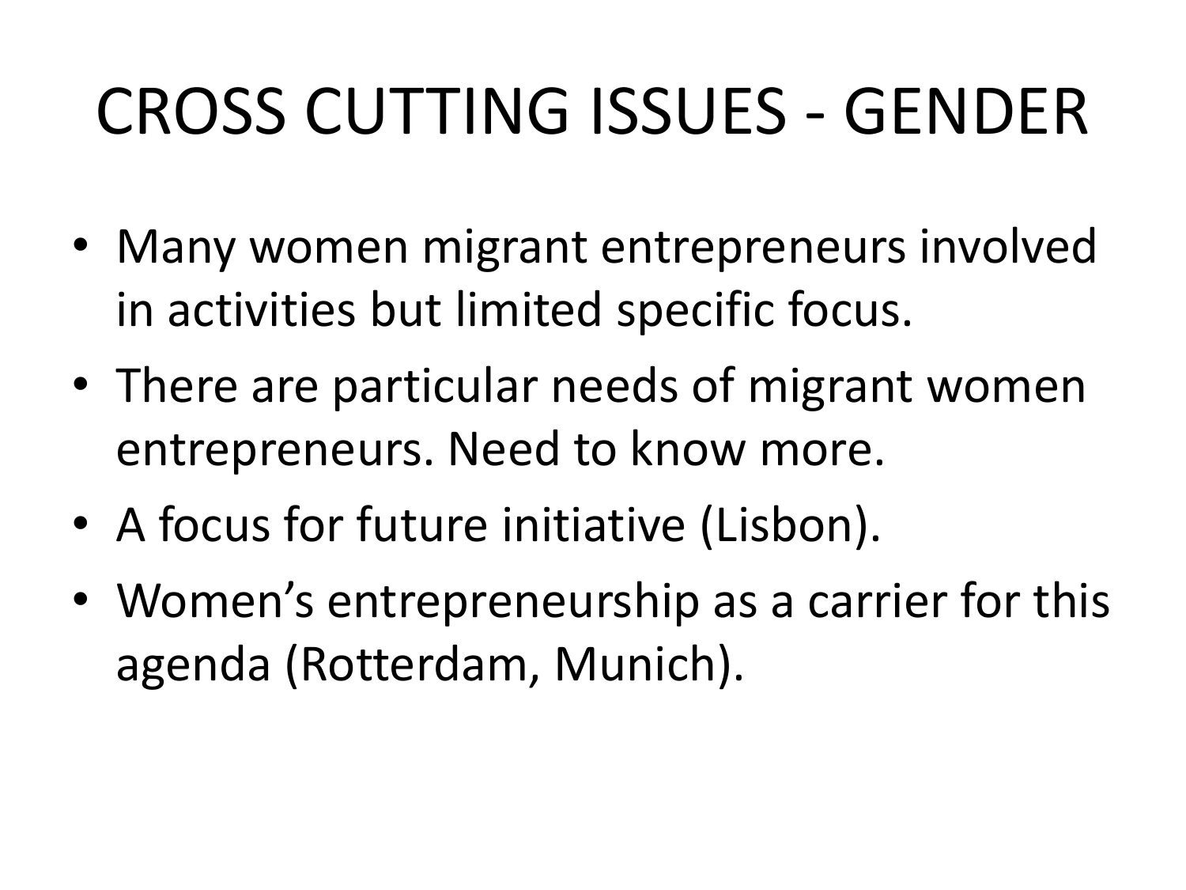# CROSS CUTTING ISSUES - GENDER

- Many women migrant entrepreneurs involved in activities but limited specific focus.
- There are particular needs of migrant women entrepreneurs. Need to know more.
- A focus for future initiative (Lisbon).
- Women's entrepreneurship as a carrier for this agenda (Rotterdam, Munich).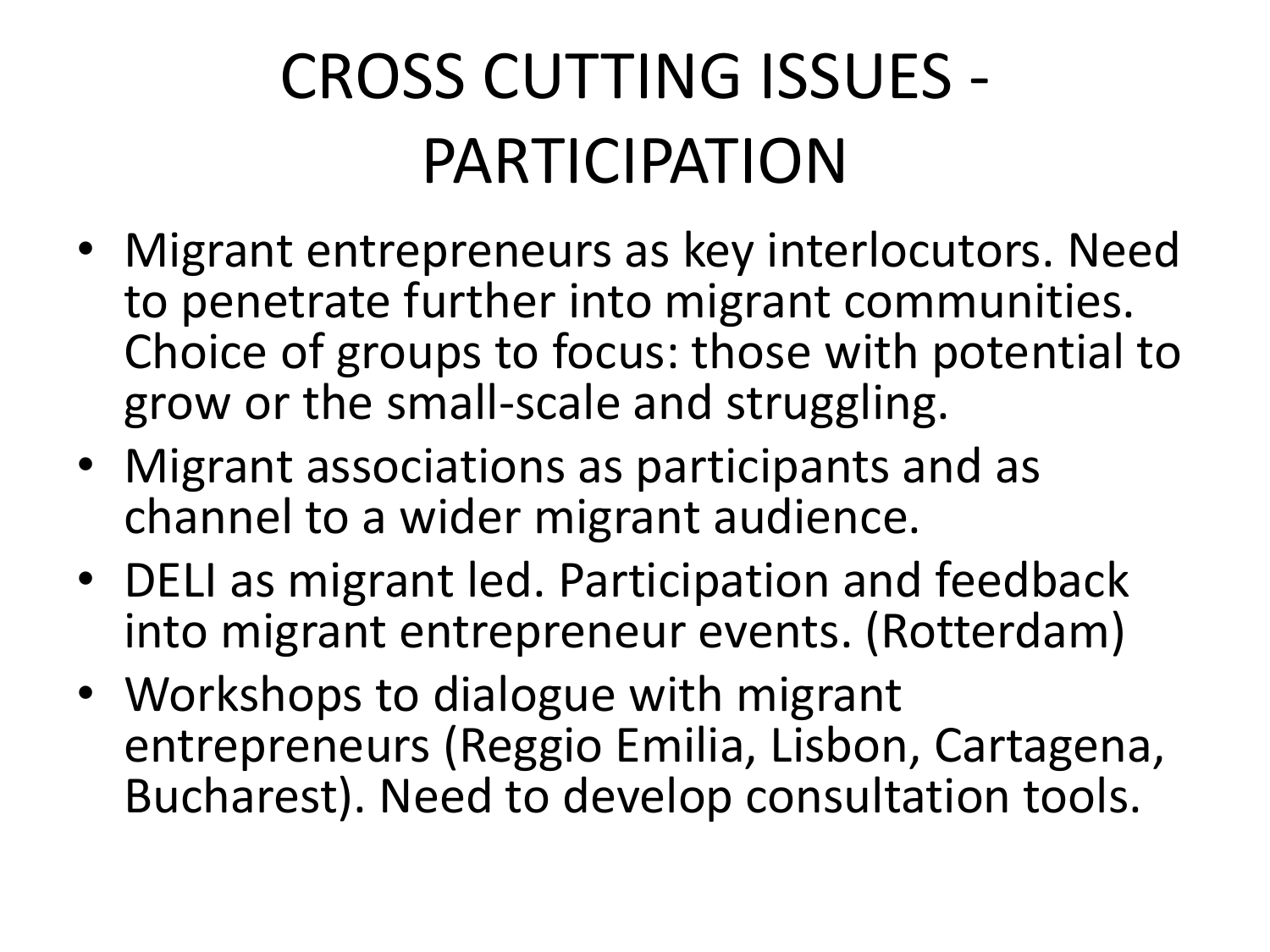# CROSS CUTTING ISSUES - PARTICIPATION

- Migrant entrepreneurs as key interlocutors. Need to penetrate further into migrant communities. Choice of groups to focus: those with potential to grow or the small-scale and struggling.
- Migrant associations as participants and as channel to a wider migrant audience.
- DELI as migrant led. Participation and feedback into migrant entrepreneur events. (Rotterdam)
- Workshops to dialogue with migrant entrepreneurs (Reggio Emilia, Lisbon, Cartagena, Bucharest). Need to develop consultation tools.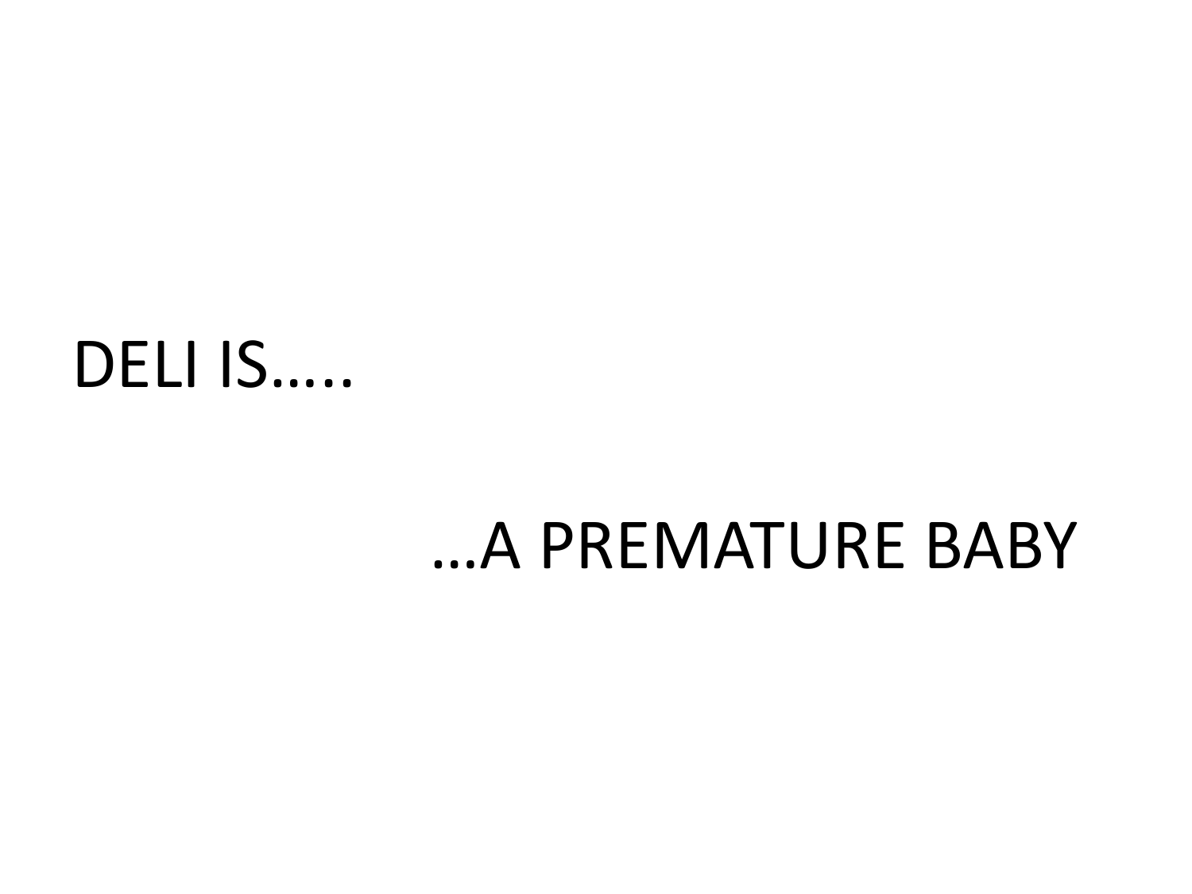DELI IS…..

…A PREMATURE BABY